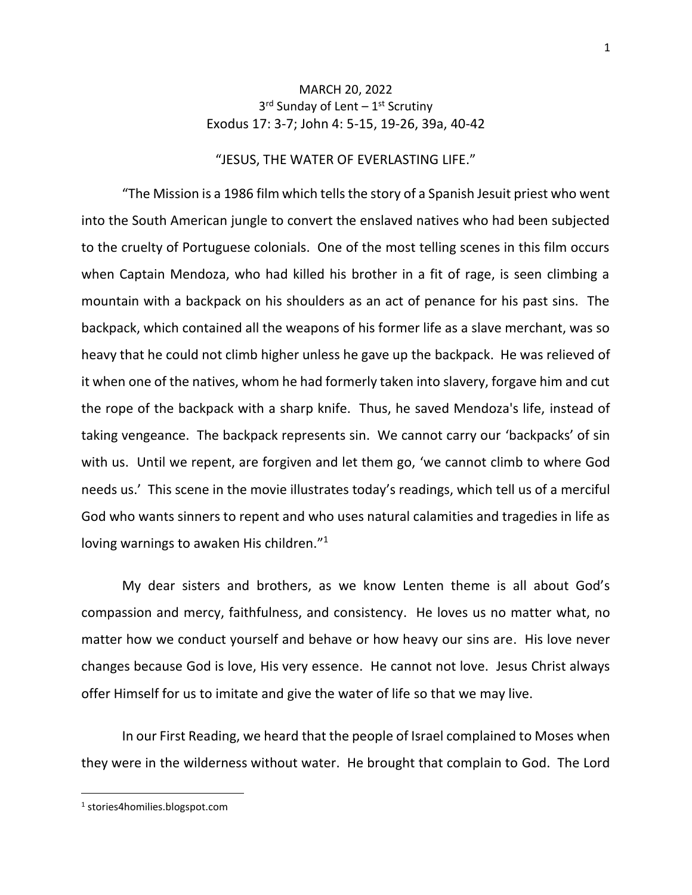MARCH 20, 2022

3rd Sunday of Lent – 1st Scrutiny

Exodus 17: 3-7; John 4: 5-15, 19-26, 39a, 40-42

"JESUS, THE WATER OF EVERLASTING LIFE."

"The Mission is a 1986 film which tells the story of a Spanish Jesuit priest who went into the South American jungle to convert the enslaved natives who had been subjected to the cruelty of Portuguese colonials. One of the most telling scenes in this film occurs when Captain Mendoza, who had killed his brother in a fit of rage, is seen climbing a mountain with a backpack on his shoulders as an act of penance for his past sins. The backpack, which contained all the weapons of his former life as a slave merchant, was so heavy that he could not climb higher unless he gave up the backpack. He was relieved of it when one of the natives, whom he had formerly taken into slavery, forgave him and cut the rope of the backpack with a sharp knife. Thus, he saved Mendoza's life, instead of taking vengeance. The backpack represents sin. We cannot carry our 'backpacks' of sin with us. Until we repent, are forgiven and let them go, 'we cannot climb to where God needs us.' This scene in the movie illustrates today's readings, which tell us of a merciful God who wants sinners to repent and who uses natural calamities and tragedies in life as loving warnings to awaken His children."[1]

My dear sisters and brothers, as we know Lenten theme is all about God's compassion and mercy, faithfulness, and consistency. He loves us no matter what, no matter how we conduct yourself and behave or how heavy our sins are. His love never changes because God is love, His very essence. He cannot not love. Jesus Christ always offer Himself for us to imitate and give the water of life so that we may live.

In our First Reading, we heard that the people of Israel complained to Moses when they were in the wilderness without water. He brought that complain to God. The Lord

---

[1] stories4homilies.blogspot.com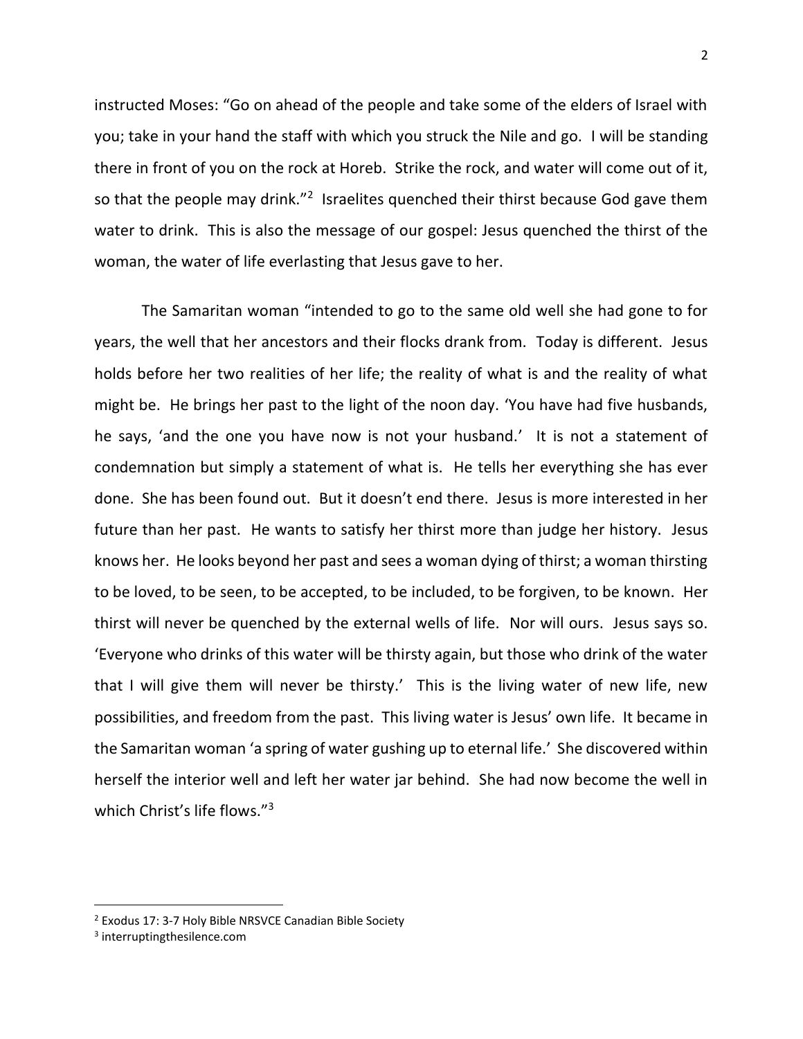instructed Moses: "Go on ahead of the people and take some of the elders of Israel with you; take in your hand the staff with which you struck the Nile and go. I will be standing there in front of you on the rock at Horeb. Strike the rock, and water will come out of it, so that the people may drink."[2] Israelites quenched their thirst because God gave them water to drink. This is also the message of our gospel: Jesus quenched the thirst of the woman, the water of life everlasting that Jesus gave to her.

The Samaritan woman "intended to go to the same old well she had gone to for years, the well that her ancestors and their flocks drank from. Today is different. Jesus holds before her two realities of her life; the reality of what is and the reality of what might be. He brings her past to the light of the noon day. 'You have had five husbands, he says, 'and the one you have now is not your husband.' It is not a statement of condemnation but simply a statement of what is. He tells her everything she has ever done. She has been found out. But it doesn't end there. Jesus is more interested in her future than her past. He wants to satisfy her thirst more than judge her history. Jesus knows her. He looks beyond her past and sees a woman dying of thirst; a woman thirsting to be loved, to be seen, to be accepted, to be included, to be forgiven, to be known. Her thirst will never be quenched by the external wells of life. Nor will ours. Jesus says so. 'Everyone who drinks of this water will be thirsty again, but those who drink of the water that I will give them will never be thirsty.' This is the living water of new life, new possibilities, and freedom from the past. This living water is Jesus' own life. It became in the Samaritan woman 'a spring of water gushing up to eternal life.' She discovered within herself the interior well and left her water jar behind. She had now become the well in which Christ's life flows."[3]

---

[2] Exodus 17: 3-7 Holy Bible NRSVCE Canadian Bible Society

[3] interruptingthesilence.com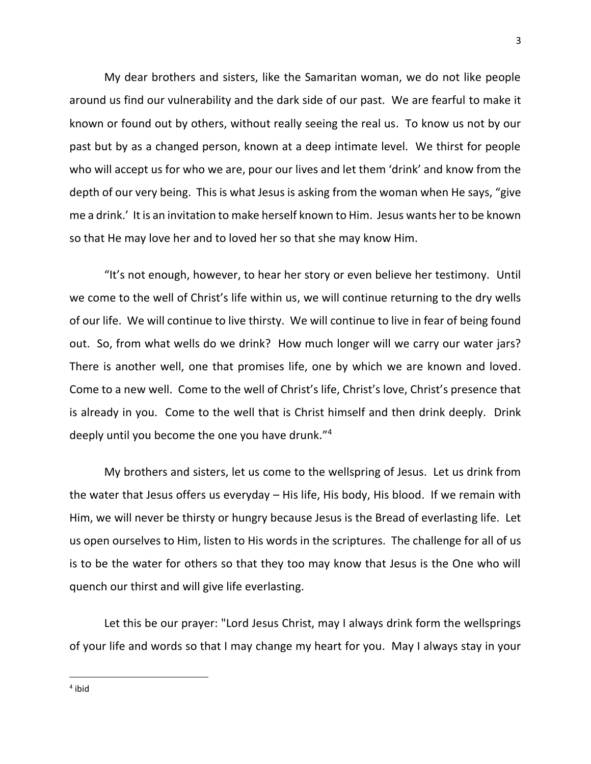My dear brothers and sisters, like the Samaritan woman, we do not like people around us find our vulnerability and the dark side of our past. We are fearful to make it known or found out by others, without really seeing the real us. To know us not by our past but by as a changed person, known at a deep intimate level. We thirst for people who will accept us for who we are, pour our lives and let them 'drink' and know from the depth of our very being. This is what Jesus is asking from the woman when He says, "give me a drink.' It is an invitation to make herself known to Him. Jesus wants her to be known so that He may love her and to loved her so that she may know Him.

"It's not enough, however, to hear her story or even believe her testimony. Until we come to the well of Christ's life within us, we will continue returning to the dry wells of our life. We will continue to live thirsty. We will continue to live in fear of being found out. So, from what wells do we drink? How much longer will we carry our water jars? There is another well, one that promises life, one by which we are known and loved. Come to a new well. Come to the well of Christ's life, Christ's love, Christ's presence that is already in you. Come to the well that is Christ himself and then drink deeply. Drink deeply until you become the one you have drunk."[4]

My brothers and sisters, let us come to the wellspring of Jesus. Let us drink from the water that Jesus offers us everyday – His life, His body, His blood. If we remain with Him, we will never be thirsty or hungry because Jesus is the Bread of everlasting life. Let us open ourselves to Him, listen to His words in the scriptures. The challenge for all of us is to be the water for others so that they too may know that Jesus is the One who will quench our thirst and will give life everlasting.

Let this be our prayer: "Lord Jesus Christ, may I always drink form the wellsprings of your life and words so that I may change my heart for you. May I always stay in your

---

[4] ibid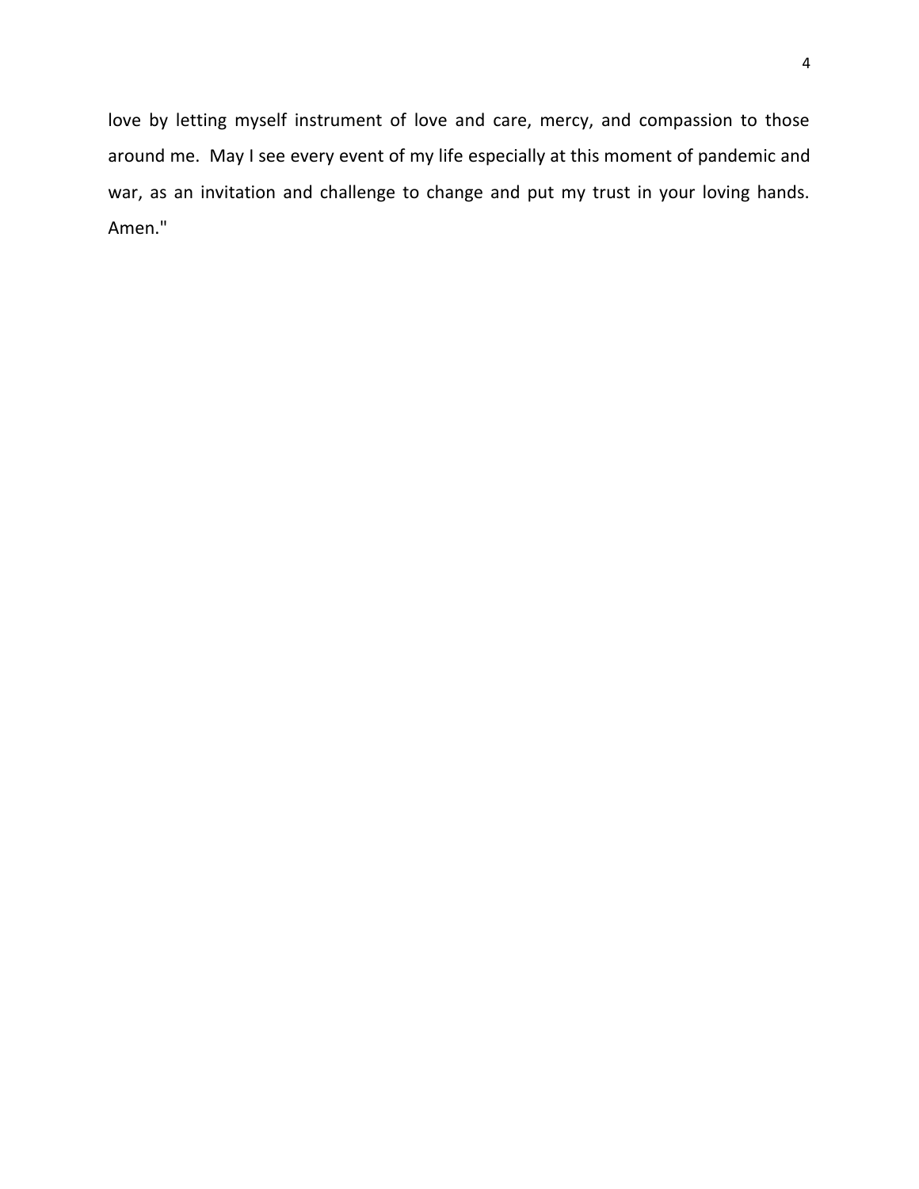love by letting myself instrument of love and care, mercy, and compassion to those around me. May I see every event of my life especially at this moment of pandemic and war, as an invitation and challenge to change and put my trust in your loving hands. Amen."